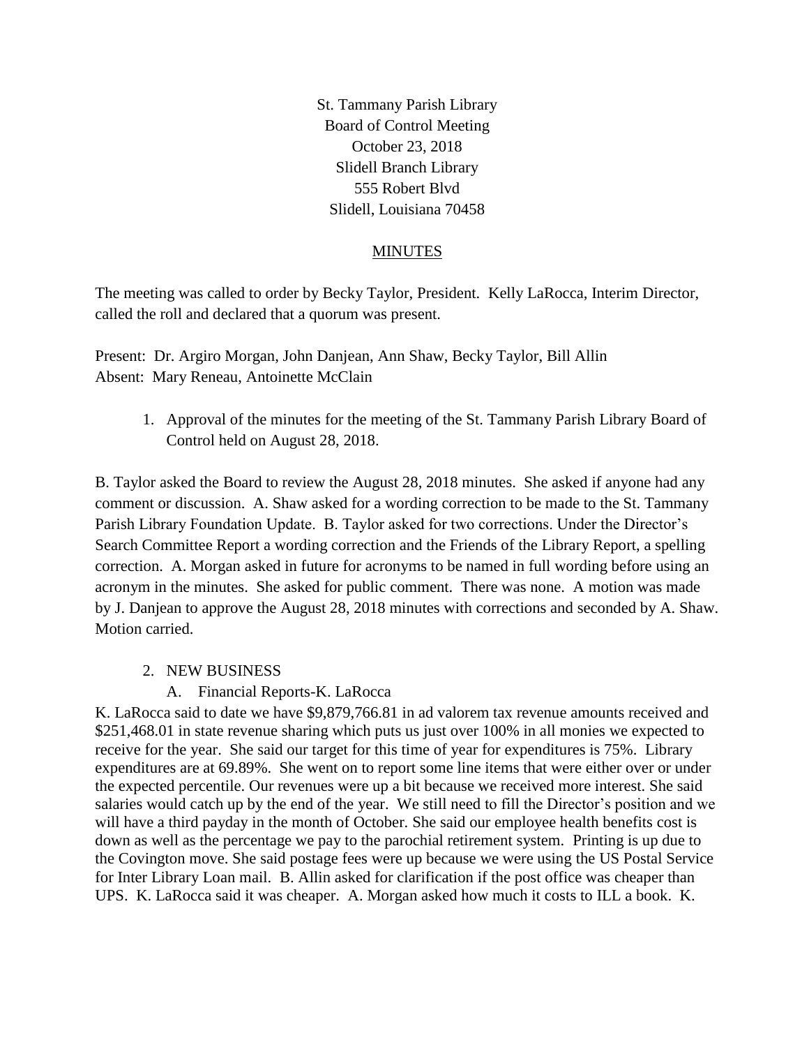St. Tammany Parish Library
Board of Control Meeting
October 23, 2018
Slidell Branch Library
555 Robert Blvd
Slidell, Louisiana 70458

## MINUTES

The meeting was called to order by Becky Taylor, President. Kelly LaRocca, Interim Director, called the roll and declared that a quorum was present.

Present: Dr. Argiro Morgan, John Danjean, Ann Shaw, Becky Taylor, Bill Allin
Absent: Mary Reneau, Antoinette McClain

1. Approval of the minutes for the meeting of the St. Tammany Parish Library Board of Control held on August 28, 2018.

B. Taylor asked the Board to review the August 28, 2018 minutes. She asked if anyone had any comment or discussion. A. Shaw asked for a wording correction to be made to the St. Tammany Parish Library Foundation Update. B. Taylor asked for two corrections. Under the Director's Search Committee Report a wording correction and the Friends of the Library Report, a spelling correction. A. Morgan asked in future for acronyms to be named in full wording before using an acronym in the minutes. She asked for public comment. There was none. A motion was made by J. Danjean to approve the August 28, 2018 minutes with corrections and seconded by A. Shaw. Motion carried.

2. NEW BUSINESS
   A. Financial Reports-K. LaRocca

K. LaRocca said to date we have $9,879,766.81 in ad valorem tax revenue amounts received and $251,468.01 in state revenue sharing which puts us just over 100% in all monies we expected to receive for the year. She said our target for this time of year for expenditures is 75%. Library expenditures are at 69.89%. She went on to report some line items that were either over or under the expected percentile. Our revenues were up a bit because we received more interest. She said salaries would catch up by the end of the year. We still need to fill the Director's position and we will have a third payday in the month of October. She said our employee health benefits cost is down as well as the percentage we pay to the parochial retirement system. Printing is up due to the Covington move. She said postage fees were up because we were using the US Postal Service for Inter Library Loan mail. B. Allin asked for clarification if the post office was cheaper than UPS. K. LaRocca said it was cheaper. A. Morgan asked how much it costs to ILL a book. K.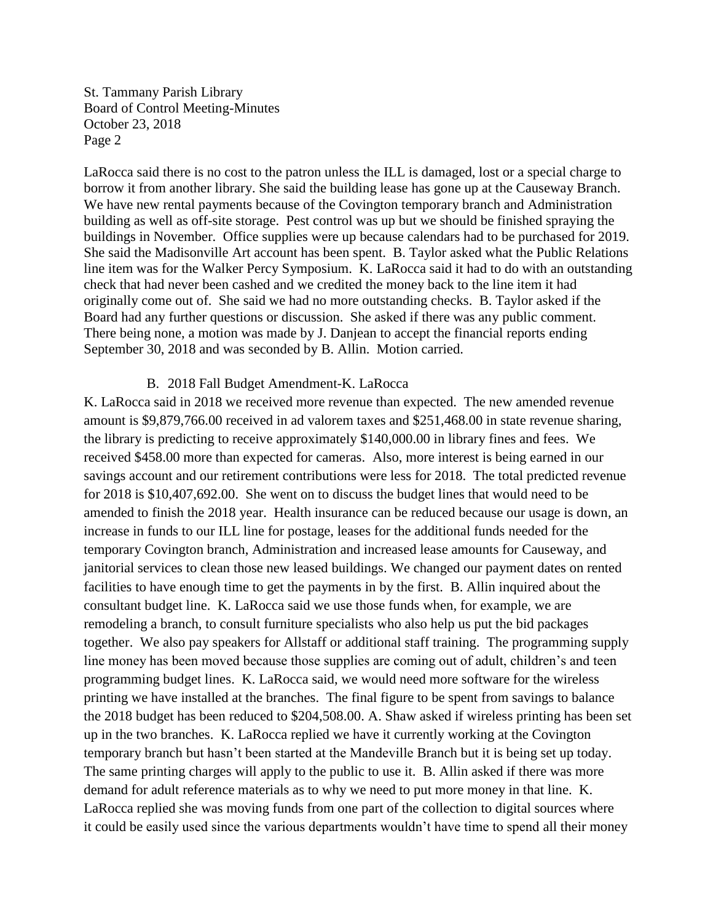LaRocca said there is no cost to the patron unless the ILL is damaged, lost or a special charge to borrow it from another library. She said the building lease has gone up at the Causeway Branch. We have new rental payments because of the Covington temporary branch and Administration building as well as off-site storage. Pest control was up but we should be finished spraying the buildings in November. Office supplies were up because calendars had to be purchased for 2019. She said the Madisonville Art account has been spent. B. Taylor asked what the Public Relations line item was for the Walker Percy Symposium. K. LaRocca said it had to do with an outstanding check that had never been cashed and we credited the money back to the line item it had originally come out of. She said we had no more outstanding checks. B. Taylor asked if the Board had any further questions or discussion. She asked if there was any public comment. There being none, a motion was made by J. Danjean to accept the financial reports ending September 30, 2018 and was seconded by B. Allin. Motion carried.

B. 2018 Fall Budget Amendment-K. LaRocca

K. LaRocca said in 2018 we received more revenue than expected. The new amended revenue amount is $9,879,766.00 received in ad valorem taxes and $251,468.00 in state revenue sharing, the library is predicting to receive approximately $140,000.00 in library fines and fees. We received $458.00 more than expected for cameras. Also, more interest is being earned in our savings account and our retirement contributions were less for 2018. The total predicted revenue for 2018 is $10,407,692.00. She went on to discuss the budget lines that would need to be amended to finish the 2018 year. Health insurance can be reduced because our usage is down, an increase in funds to our ILL line for postage, leases for the additional funds needed for the temporary Covington branch, Administration and increased lease amounts for Causeway, and janitorial services to clean those new leased buildings. We changed our payment dates on rented facilities to have enough time to get the payments in by the first. B. Allin inquired about the consultant budget line. K. LaRocca said we use those funds when, for example, we are remodeling a branch, to consult furniture specialists who also help us put the bid packages together. We also pay speakers for Allstaff or additional staff training. The programming supply line money has been moved because those supplies are coming out of adult, children's and teen programming budget lines. K. LaRocca said, we would need more software for the wireless printing we have installed at the branches. The final figure to be spent from savings to balance the 2018 budget has been reduced to $204,508.00. A. Shaw asked if wireless printing has been set up in the two branches. K. LaRocca replied we have it currently working at the Covington temporary branch but hasn't been started at the Mandeville Branch but it is being set up today. The same printing charges will apply to the public to use it. B. Allin asked if there was more demand for adult reference materials as to why we need to put more money in that line. K. LaRocca replied she was moving funds from one part of the collection to digital sources where it could be easily used since the various departments wouldn't have time to spend all their money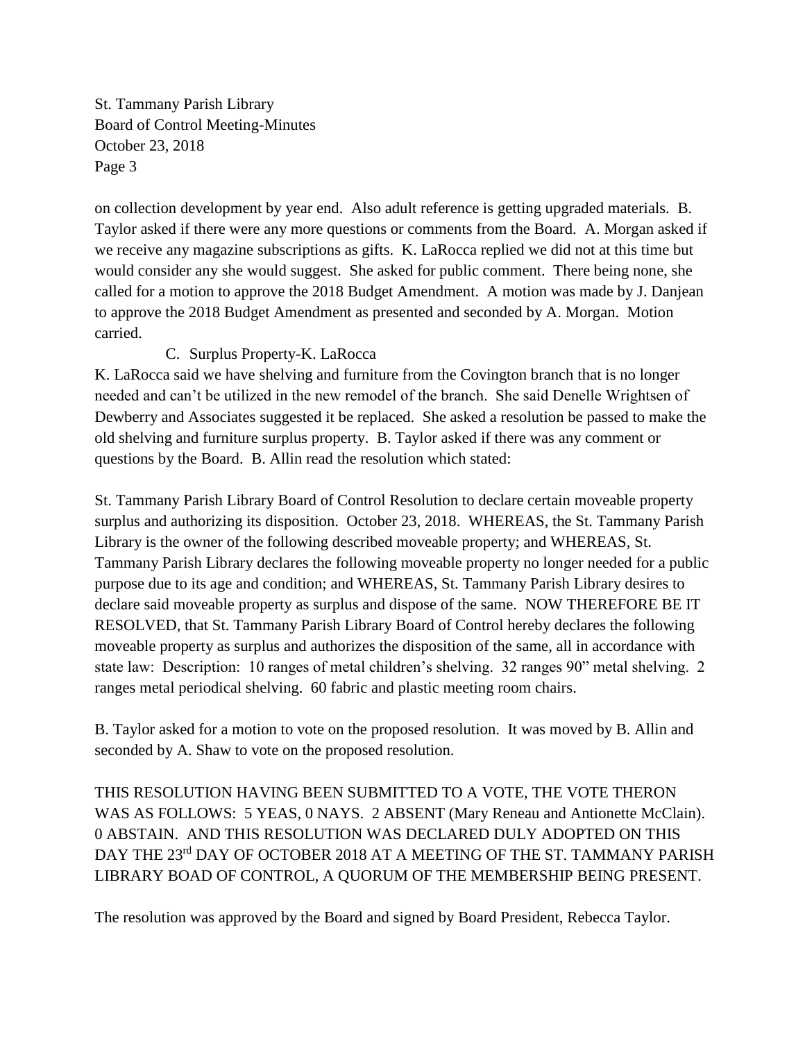on collection development by year end. Also adult reference is getting upgraded materials. B. Taylor asked if there were any more questions or comments from the Board. A. Morgan asked if we receive any magazine subscriptions as gifts. K. LaRocca replied we did not at this time but would consider any she would suggest. She asked for public comment. There being none, she called for a motion to approve the 2018 Budget Amendment. A motion was made by J. Danjean to approve the 2018 Budget Amendment as presented and seconded by A. Morgan. Motion carried.

C. Surplus Property-K. LaRocca

K. LaRocca said we have shelving and furniture from the Covington branch that is no longer needed and can't be utilized in the new remodel of the branch. She said Denelle Wrightsen of Dewberry and Associates suggested it be replaced. She asked a resolution be passed to make the old shelving and furniture surplus property. B. Taylor asked if there was any comment or questions by the Board. B. Allin read the resolution which stated:

St. Tammany Parish Library Board of Control Resolution to declare certain moveable property surplus and authorizing its disposition. October 23, 2018. WHEREAS, the St. Tammany Parish Library is the owner of the following described moveable property; and WHEREAS, St. Tammany Parish Library declares the following moveable property no longer needed for a public purpose due to its age and condition; and WHEREAS, St. Tammany Parish Library desires to declare said moveable property as surplus and dispose of the same. NOW THEREFORE BE IT RESOLVED, that St. Tammany Parish Library Board of Control hereby declares the following moveable property as surplus and authorizes the disposition of the same, all in accordance with state law: Description: 10 ranges of metal children's shelving. 32 ranges 90" metal shelving. 2 ranges metal periodical shelving. 60 fabric and plastic meeting room chairs.

B. Taylor asked for a motion to vote on the proposed resolution. It was moved by B. Allin and seconded by A. Shaw to vote on the proposed resolution.

THIS RESOLUTION HAVING BEEN SUBMITTED TO A VOTE, THE VOTE THERON WAS AS FOLLOWS: 5 YEAS, 0 NAYS. 2 ABSENT (Mary Reneau and Antionette McClain). 0 ABSTAIN. AND THIS RESOLUTION WAS DECLARED DULY ADOPTED ON THIS DAY THE 23rd DAY OF OCTOBER 2018 AT A MEETING OF THE ST. TAMMANY PARISH LIBRARY BOAD OF CONTROL, A QUORUM OF THE MEMBERSHIP BEING PRESENT.

The resolution was approved by the Board and signed by Board President, Rebecca Taylor.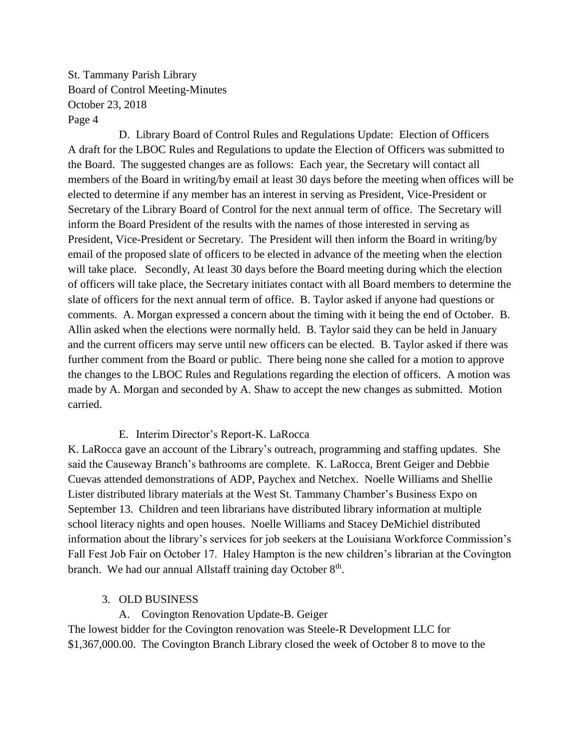D. Library Board of Control Rules and Regulations Update: Election of Officers

A draft for the LBOC Rules and Regulations to update the Election of Officers was submitted to the Board. The suggested changes are as follows: Each year, the Secretary will contact all members of the Board in writing/by email at least 30 days before the meeting when offices will be elected to determine if any member has an interest in serving as President, Vice-President or Secretary of the Library Board of Control for the next annual term of office. The Secretary will inform the Board President of the results with the names of those interested in serving as President, Vice-President or Secretary. The President will then inform the Board in writing/by email of the proposed slate of officers to be elected in advance of the meeting when the election will take place. Secondly, At least 30 days before the Board meeting during which the election of officers will take place, the Secretary initiates contact with all Board members to determine the slate of officers for the next annual term of office. B. Taylor asked if anyone had questions or comments. A. Morgan expressed a concern about the timing with it being the end of October. B. Allin asked when the elections were normally held. B. Taylor said they can be held in January and the current officers may serve until new officers can be elected. B. Taylor asked if there was further comment from the Board or public. There being none she called for a motion to approve the changes to the LBOC Rules and Regulations regarding the election of officers. A motion was made by A. Morgan and seconded by A. Shaw to accept the new changes as submitted. Motion carried.

E. Interim Director's Report-K. LaRocca

K. LaRocca gave an account of the Library's outreach, programming and staffing updates. She said the Causeway Branch's bathrooms are complete. K. LaRocca, Brent Geiger and Debbie Cuevas attended demonstrations of ADP, Paychex and Netchex. Noelle Williams and Shellie Lister distributed library materials at the West St. Tammany Chamber's Business Expo on September 13. Children and teen librarians have distributed library information at multiple school literacy nights and open houses. Noelle Williams and Stacey DeMichiel distributed information about the library's services for job seekers at the Louisiana Workforce Commission's Fall Fest Job Fair on October 17. Haley Hampton is the new children's librarian at the Covington branch. We had our annual Allstaff training day October 8th.

3. OLD BUSINESS

A. Covington Renovation Update-B. Geiger

The lowest bidder for the Covington renovation was Steele-R Development LLC for $1,367,000.00. The Covington Branch Library closed the week of October 8 to move to the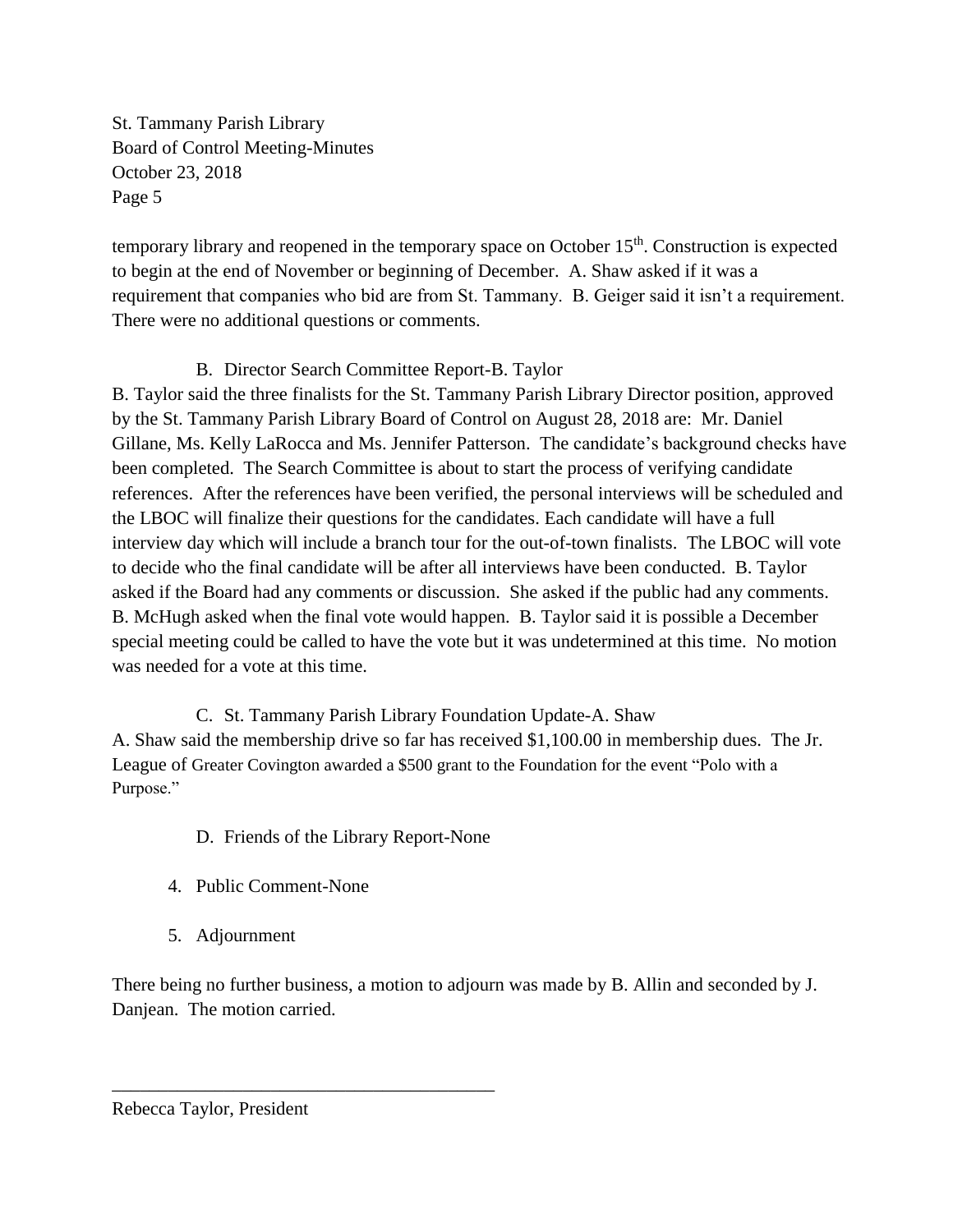temporary library and reopened in the temporary space on October 15th. Construction is expected to begin at the end of November or beginning of December. A. Shaw asked if it was a requirement that companies who bid are from St. Tammany. B. Geiger said it isn't a requirement. There were no additional questions or comments.

B. Director Search Committee Report-B. Taylor

B. Taylor said the three finalists for the St. Tammany Parish Library Director position, approved by the St. Tammany Parish Library Board of Control on August 28, 2018 are: Mr. Daniel Gillane, Ms. Kelly LaRocca and Ms. Jennifer Patterson. The candidate's background checks have been completed. The Search Committee is about to start the process of verifying candidate references. After the references have been verified, the personal interviews will be scheduled and the LBOC will finalize their questions for the candidates. Each candidate will have a full interview day which will include a branch tour for the out-of-town finalists. The LBOC will vote to decide who the final candidate will be after all interviews have been conducted. B. Taylor asked if the Board had any comments or discussion. She asked if the public had any comments. B. McHugh asked when the final vote would happen. B. Taylor said it is possible a December special meeting could be called to have the vote but it was undetermined at this time. No motion was needed for a vote at this time.

C. St. Tammany Parish Library Foundation Update-A. Shaw

A. Shaw said the membership drive so far has received $1,100.00 in membership dues. The Jr. League of Greater Covington awarded a $500 grant to the Foundation for the event "Polo with a Purpose."

D. Friends of the Library Report-None

4. Public Comment-None

5. Adjournment

There being no further business, a motion to adjourn was made by B. Allin and seconded by J. Danjean. The motion carried.

\_\_\_\_\_\_\_\_\_\_\_\_\_\_\_\_\_\_\_\_\_\_\_\_\_\_\_\_\_\_\_\_\_\_\_\_\_\_\_\_

Rebecca Taylor, President